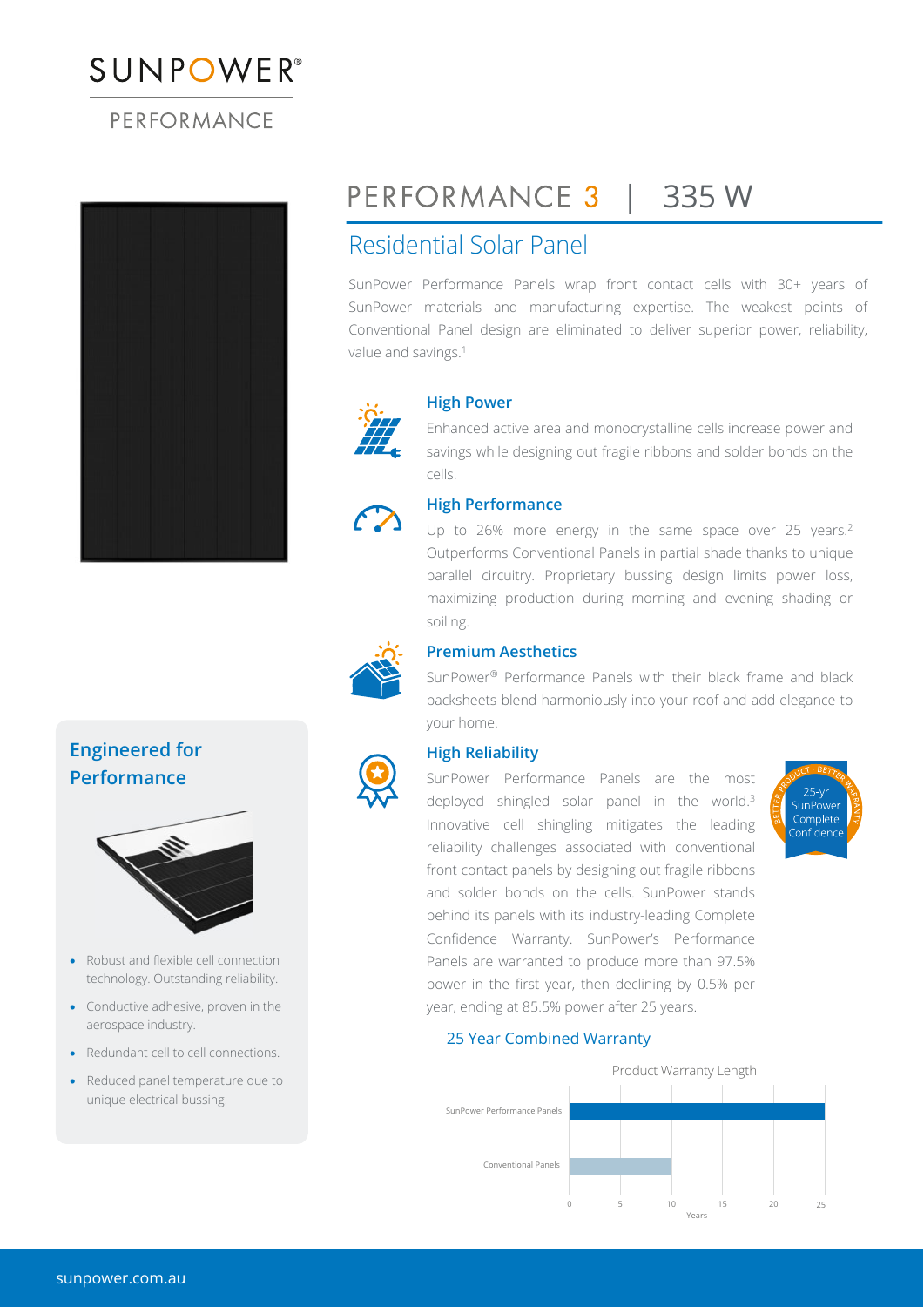SUNPOWER®

PERFORMANCE

# PERFORMANCE 3 | 335 W

## Residential Solar Panel

SunPower Performance Panels wrap front contact cells with 30+ years of SunPower materials and manufacturing expertise. The weakest points of Conventional Panel design are eliminated to deliver superior power, reliability, value and savings.[1]

### High Power

Enhanced active area and monocrystalline cells increase power and savings while designing out fragile ribbons and solder bonds on the cells.

### High Performance

Up to 26% more energy in the same space over 25 years.[2] Outperforms Conventional Panels in partial shade thanks to unique parallel circuitry. Proprietary bussing design limits power loss, maximizing production during morning and evening shading or soiling.

### Premium Aesthetics

SunPower® Performance Panels with their black frame and black backsheets blend harmoniously into your roof and add elegance to your home.

### High Reliability

SunPower Performance Panels are the most deployed shingled solar panel in the world.[3] Innovative cell shingling mitigates the leading reliability challenges associated with conventional front contact panels by designing out fragile ribbons and solder bonds on the cells. SunPower stands behind its panels with its industry-leading Complete Confidence Warranty. SunPower's Performance Panels are warranted to produce more than 97.5% power in the first year, then declining by 0.5% per year, ending at 85.5% power after 25 years.

BETTER PRODUCT · BETTER WARRANTY — 25-yr SunPower Complete Confidence

### 25 Year Combined Warranty

Product Warranty Length

| Panel | Years |
| --- | --- |
| SunPower Performance Panels | 25 |
| Conventional Panels | 10 |

## Engineered for Performance

- Robust and flexible cell connection technology. Outstanding reliability.
- Conductive adhesive, proven in the aerospace industry.
- Redundant cell to cell connections.
- Reduced panel temperature due to unique electrical bussing.

sunpower.com.au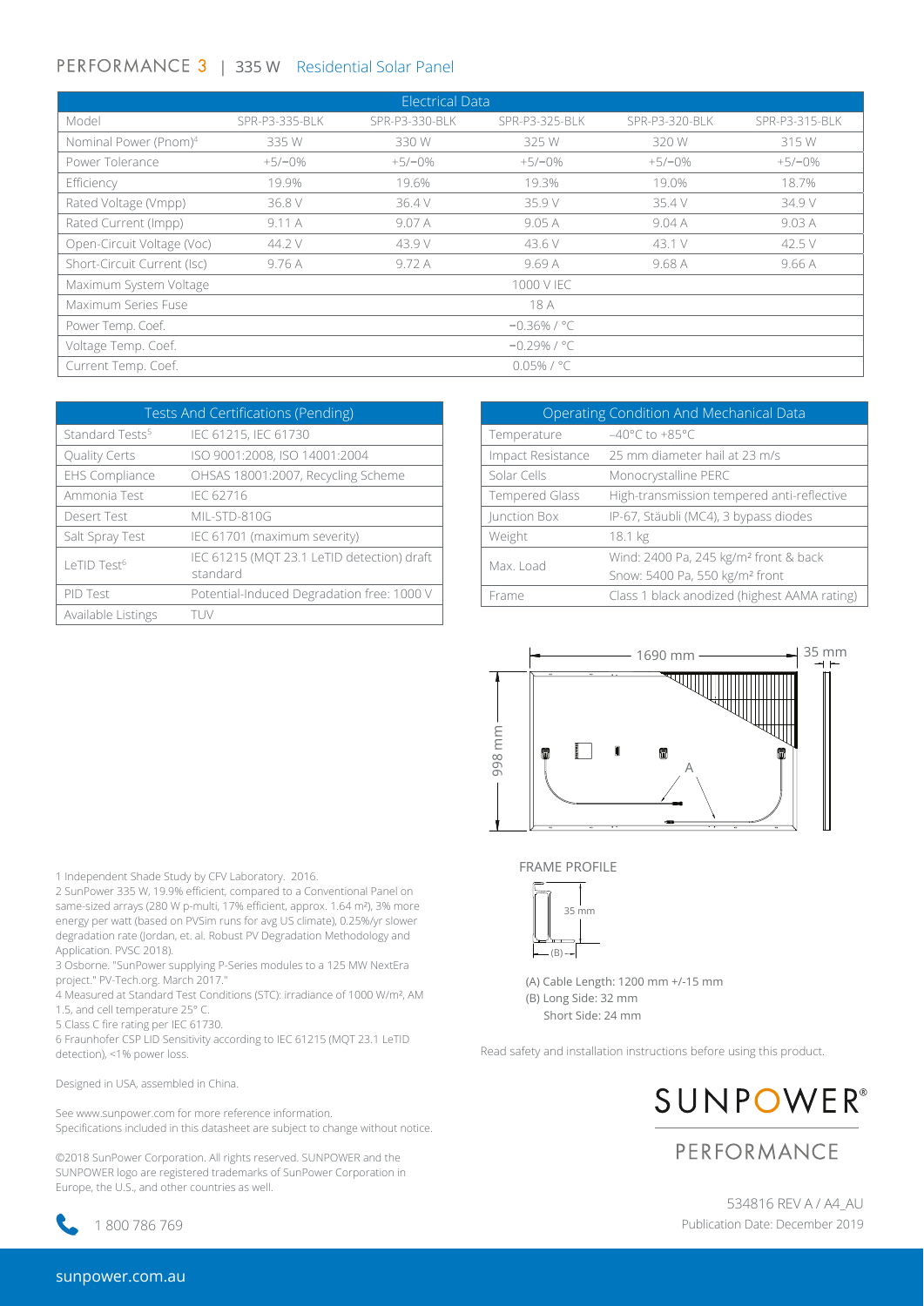# PERFORMANCE 3 | 335 W Residential Solar Panel

| Electrical Data | | | | | |
|---|---|---|---|---|---|
| Model | SPR-P3-335-BLK | SPR-P3-330-BLK | SPR-P3-325-BLK | SPR-P3-320-BLK | SPR-P3-315-BLK |
| Nominal Power (Pnom)[4] | 335 W | 330 W | 325 W | 320 W | 315 W |
| Power Tolerance | +5/−0% | +5/−0% | +5/−0% | +5/−0% | +5/−0% |
| Efficiency | 19.9% | 19.6% | 19.3% | 19.0% | 18.7% |
| Rated Voltage (Vmpp) | 36.8 V | 36.4 V | 35.9 V | 35.4 V | 34.9 V |
| Rated Current (Impp) | 9.11 A | 9.07 A | 9.05 A | 9.04 A | 9.03 A |
| Open-Circuit Voltage (Voc) | 44.2 V | 43.9 V | 43.6 V | 43.1 V | 42.5 V |
| Short-Circuit Current (Isc) | 9.76 A | 9.72 A | 9.69 A | 9.68 A | 9.66 A |
| Maximum System Voltage | 1000 V IEC | | | | |
| Maximum Series Fuse | 18 A | | | | |
| Power Temp. Coef. | −0.36% / °C | | | | |
| Voltage Temp. Coef. | −0.29% / °C | | | | |
| Current Temp. Coef. | 0.05% / °C | | | | |

| Tests And Certifications (Pending) | |
|---|---|
| Standard Tests[5] | IEC 61215, IEC 61730 |
| Quality Certs | ISO 9001:2008, ISO 14001:2004 |
| EHS Compliance | OHSAS 18001:2007, Recycling Scheme |
| Ammonia Test | IEC 62716 |
| Desert Test | MIL-STD-810G |
| Salt Spray Test | IEC 61701 (maximum severity) |
| LeTID Test[6] | IEC 61215 (MQT 23.1 LeTID detection) draft standard |
| PID Test | Potential-Induced Degradation free: 1000 V |
| Available Listings | TUV |

| Operating Condition And Mechanical Data | |
|---|---|
| Temperature | −40°C to +85°C |
| Impact Resistance | 25 mm diameter hail at 23 m/s |
| Solar Cells | Monocrystalline PERC |
| Tempered Glass | High-transmission tempered anti-reflective |
| Junction Box | IP-67, Stäubli (MC4), 3 bypass diodes |
| Weight | 18.1 kg |
| Max. Load | Wind: 2400 Pa, 245 kg/m² front & back<br>Snow: 5400 Pa, 550 kg/m² front |
| Frame | Class 1 black anodized (highest AAMA rating) |

1690 mm
35 mm
998 mm
A

FRAME PROFILE

35 mm
(B)

(A) Cable Length: 1200 mm +/-15 mm
(B) Long Side: 32 mm
Short Side: 24 mm

Read safety and installation instructions before using this product.

1 Independent Shade Study by CFV Laboratory. 2016.
2 SunPower 335 W, 19.9% efficient, compared to a Conventional Panel on same-sized arrays (280 W p-multi, 17% efficient, approx. 1.64 m²), 3% more energy per watt (based on PVSim runs for avg US climate), 0.25%/yr slower degradation rate (Jordan, et. al. Robust PV Degradation Methodology and Application. PVSC 2018).
3 Osborne. "SunPower supplying P-Series modules to a 125 MW NextEra project." PV-Tech.org. March 2017."
4 Measured at Standard Test Conditions (STC): irradiance of 1000 W/m², AM 1.5, and cell temperature 25° C.
5 Class C fire rating per IEC 61730.
6 Fraunhofer CSP LID Sensitivity according to IEC 61215 (MQT 23.1 LeTID detection), <1% power loss.

Designed in USA, assembled in China.

See www.sunpower.com for more reference information.
Specifications included in this datasheet are subject to change without notice.

©2018 SunPower Corporation. All rights reserved. SUNPOWER and the SUNPOWER logo are registered trademarks of SunPower Corporation in Europe, the U.S., and other countries as well.

1 800 786 769

SUNPOWER®

PERFORMANCE

534816 REV A / A4_AU
Publication Date: December 2019

sunpower.com.au